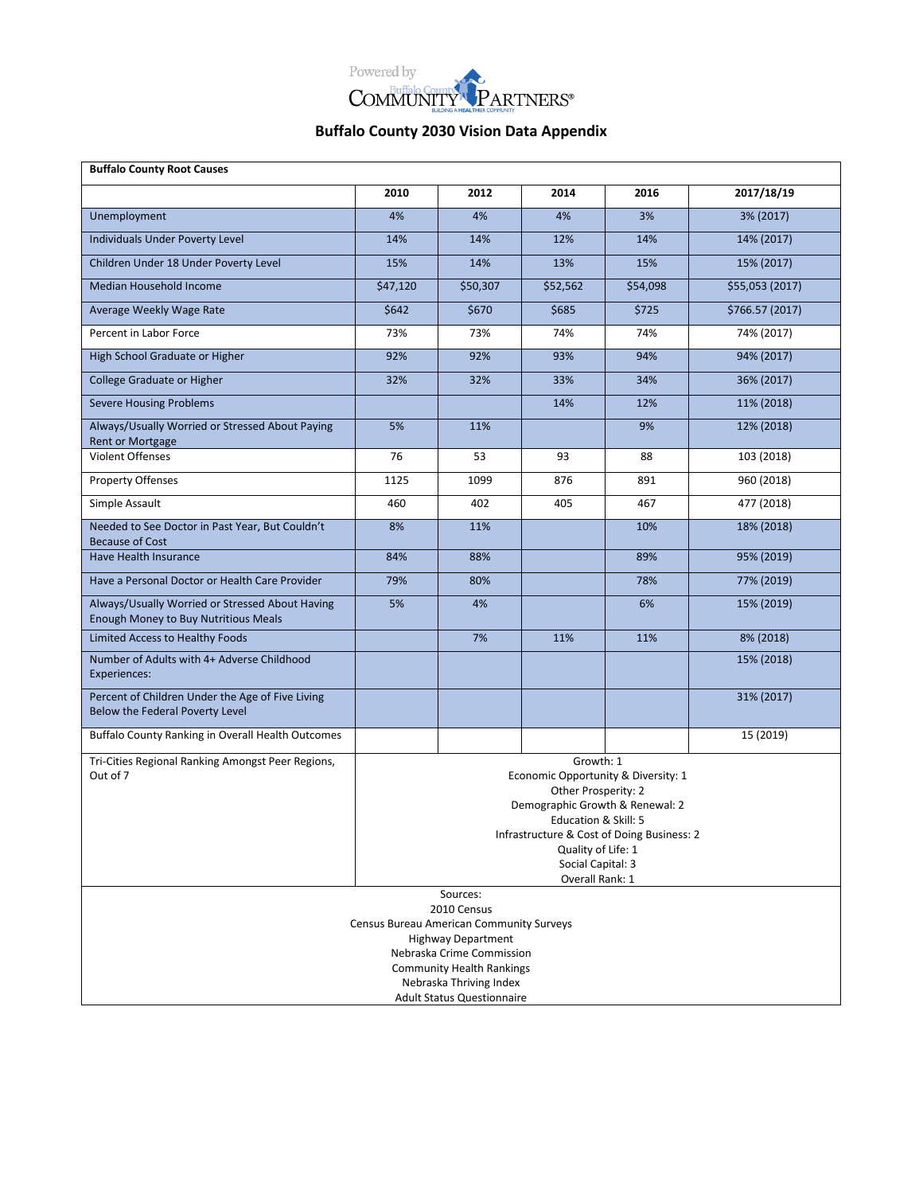Powered by Buffalo County COMMUNITY PARTNERS® BUILDING A HEALTHIER COMMUNITY

# Buffalo County 2030 Vision Data Appendix

| Buffalo County Root Causes | | | | | |
|---|---|---|---|---|---|
| | **2010** | **2012** | **2014** | **2016** | **2017/18/19** |
| Unemployment | 4% | 4% | 4% | 3% | 3% (2017) |
| Individuals Under Poverty Level | 14% | 14% | 12% | 14% | 14% (2017) |
| Children Under 18 Under Poverty Level | 15% | 14% | 13% | 15% | 15% (2017) |
| Median Household Income | $47,120 | $50,307 | $52,562 | $54,098 | $55,053 (2017) |
| Average Weekly Wage Rate | $642 | $670 | $685 | $725 | $766.57 (2017) |
| Percent in Labor Force | 73% | 73% | 74% | 74% | 74% (2017) |
| High School Graduate or Higher | 92% | 92% | 93% | 94% | 94% (2017) |
| College Graduate or Higher | 32% | 32% | 33% | 34% | 36% (2017) |
| Severe Housing Problems | | | 14% | 12% | 11% (2018) |
| Always/Usually Worried or Stressed About Paying Rent or Mortgage | 5% | 11% | | 9% | 12% (2018) |
| Violent Offenses | 76 | 53 | 93 | 88 | 103 (2018) |
| Property Offenses | 1125 | 1099 | 876 | 891 | 960 (2018) |
| Simple Assault | 460 | 402 | 405 | 467 | 477 (2018) |
| Needed to See Doctor in Past Year, But Couldn't Because of Cost | 8% | 11% | | 10% | 18% (2018) |
| Have Health Insurance | 84% | 88% | | 89% | 95% (2019) |
| Have a Personal Doctor or Health Care Provider | 79% | 80% | | 78% | 77% (2019) |
| Always/Usually Worried or Stressed About Having Enough Money to Buy Nutritious Meals | 5% | 4% | | 6% | 15% (2019) |
| Limited Access to Healthy Foods | | 7% | 11% | 11% | 8% (2018) |
| Number of Adults with 4+ Adverse Childhood Experiences: | | | | | 15% (2018) |
| Percent of Children Under the Age of Five Living Below the Federal Poverty Level | | | | | 31% (2017) |
| Buffalo County Ranking in Overall Health Outcomes | | | | | 15 (2019) |
| Tri-Cities Regional Ranking Amongst Peer Regions, Out of 7 | Growth: 1<br>Economic Opportunity & Diversity: 1<br>Other Prosperity: 2<br>Demographic Growth & Renewal: 2<br>Education & Skill: 5<br>Infrastructure & Cost of Doing Business: 2<br>Quality of Life: 1<br>Social Capital: 3<br>Overall Rank: 1 | | | | |

Sources:
2010 Census
Census Bureau American Community Surveys
Highway Department
Nebraska Crime Commission
Community Health Rankings
Nebraska Thriving Index
Adult Status Questionnaire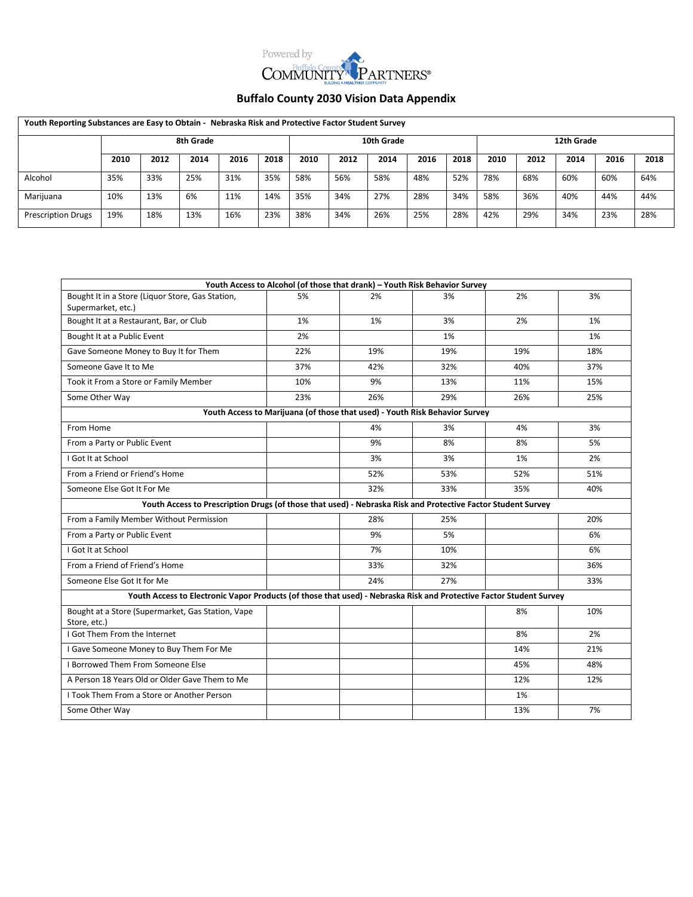# Buffalo County 2030 Vision Data Appendix

| Youth Reporting Substances are Easy to Obtain - Nebraska Risk and Protective Factor Student Survey | | | | | | | | | | | | | | | |
|---|---|---|---|---|---|---|---|---|---|---|---|---|---|---|---|
| | 8th Grade | | | | | 10th Grade | | | | | 12th Grade | | | | |
| | 2010 | 2012 | 2014 | 2016 | 2018 | 2010 | 2012 | 2014 | 2016 | 2018 | 2010 | 2012 | 2014 | 2016 | 2018 |
| Alcohol | 35% | 33% | 25% | 31% | 35% | 58% | 56% | 58% | 48% | 52% | 78% | 68% | 60% | 60% | 64% |
| Marijuana | 10% | 13% | 6% | 11% | 14% | 35% | 34% | 27% | 28% | 34% | 58% | 36% | 40% | 44% | 44% |
| Prescription Drugs | 19% | 18% | 13% | 16% | 23% | 38% | 34% | 26% | 25% | 28% | 42% | 29% | 34% | 23% | 28% |

| Youth Access to Alcohol (of those that drank) – Youth Risk Behavior Survey | | | | | |
|---|---|---|---|---|---|
| Bought It in a Store (Liquor Store, Gas Station, Supermarket, etc.) | 5% | 2% | 3% | 2% | 3% |
| Bought It at a Restaurant, Bar, or Club | 1% | 1% | 3% | 2% | 1% |
| Bought It at a Public Event | 2% | | 1% | | 1% |
| Gave Someone Money to Buy It for Them | 22% | 19% | 19% | 19% | 18% |
| Someone Gave It to Me | 37% | 42% | 32% | 40% | 37% |
| Took it From a Store or Family Member | 10% | 9% | 13% | 11% | 15% |
| Some Other Way | 23% | 26% | 29% | 26% | 25% |
| **Youth Access to Marijuana (of those that used) - Youth Risk Behavior Survey** | | | | | |
| From Home | | 4% | 3% | 4% | 3% |
| From a Party or Public Event | | 9% | 8% | 8% | 5% |
| I Got It at School | | 3% | 3% | 1% | 2% |
| From a Friend or Friend's Home | | 52% | 53% | 52% | 51% |
| Someone Else Got It For Me | | 32% | 33% | 35% | 40% |
| **Youth Access to Prescription Drugs (of those that used) - Nebraska Risk and Protective Factor Student Survey** | | | | | |
| From a Family Member Without Permission | | 28% | 25% | | 20% |
| From a Party or Public Event | | 9% | 5% | | 6% |
| I Got It at School | | 7% | 10% | | 6% |
| From a Friend of Friend's Home | | 33% | 32% | | 36% |
| Someone Else Got It for Me | | 24% | 27% | | 33% |
| **Youth Access to Electronic Vapor Products (of those that used) - Nebraska Risk and Protective Factor Student Survey** | | | | | |
| Bought at a Store (Supermarket, Gas Station, Vape Store, etc.) | | | | 8% | 10% |
| I Got Them From the Internet | | | | 8% | 2% |
| I Gave Someone Money to Buy Them For Me | | | | 14% | 21% |
| I Borrowed Them From Someone Else | | | | 45% | 48% |
| A Person 18 Years Old or Older Gave Them to Me | | | | 12% | 12% |
| I Took Them From a Store or Another Person | | | | 1% | |
| Some Other Way | | | | 13% | 7% |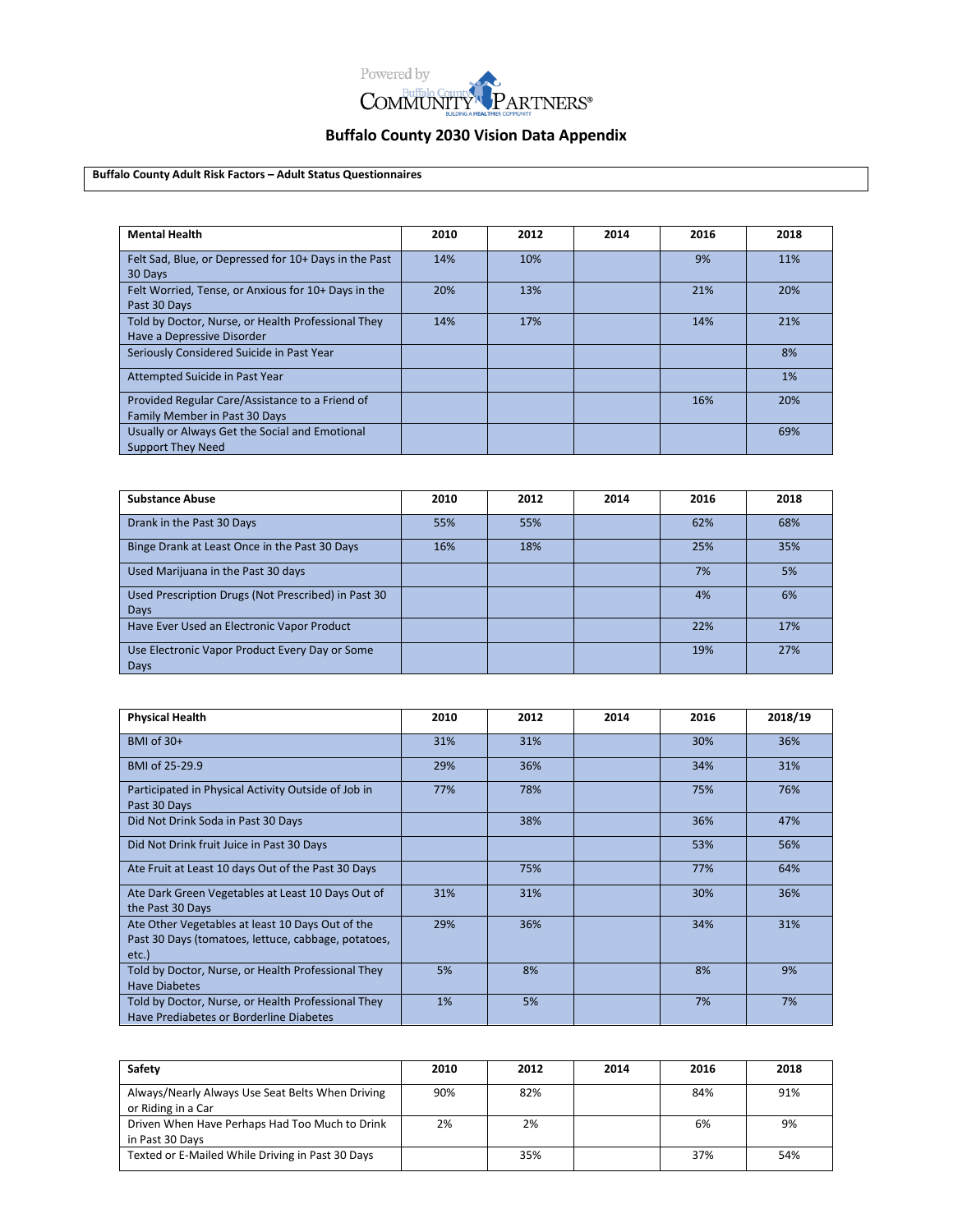# Buffalo County 2030 Vision Data Appendix

**Buffalo County Adult Risk Factors – Adult Status Questionnaires**

| Mental Health | 2010 | 2012 | 2014 | 2016 | 2018 |
|---|---|---|---|---|---|
| Felt Sad, Blue, or Depressed for 10+ Days in the Past 30 Days | 14% | 10% | | 9% | 11% |
| Felt Worried, Tense, or Anxious for 10+ Days in the Past 30 Days | 20% | 13% | | 21% | 20% |
| Told by Doctor, Nurse, or Health Professional They Have a Depressive Disorder | 14% | 17% | | 14% | 21% |
| Seriously Considered Suicide in Past Year | | | | | 8% |
| Attempted Suicide in Past Year | | | | | 1% |
| Provided Regular Care/Assistance to a Friend of Family Member in Past 30 Days | | | | 16% | 20% |
| Usually or Always Get the Social and Emotional Support They Need | | | | | 69% |

| Substance Abuse | 2010 | 2012 | 2014 | 2016 | 2018 |
|---|---|---|---|---|---|
| Drank in the Past 30 Days | 55% | 55% | | 62% | 68% |
| Binge Drank at Least Once in the Past 30 Days | 16% | 18% | | 25% | 35% |
| Used Marijuana in the Past 30 days | | | | 7% | 5% |
| Used Prescription Drugs (Not Prescribed) in Past 30 Days | | | | 4% | 6% |
| Have Ever Used an Electronic Vapor Product | | | | 22% | 17% |
| Use Electronic Vapor Product Every Day or Some Days | | | | 19% | 27% |

| Physical Health | 2010 | 2012 | 2014 | 2016 | 2018/19 |
|---|---|---|---|---|---|
| BMI of 30+ | 31% | 31% | | 30% | 36% |
| BMI of 25-29.9 | 29% | 36% | | 34% | 31% |
| Participated in Physical Activity Outside of Job in Past 30 Days | 77% | 78% | | 75% | 76% |
| Did Not Drink Soda in Past 30 Days | | 38% | | 36% | 47% |
| Did Not Drink fruit Juice in Past 30 Days | | | | 53% | 56% |
| Ate Fruit at Least 10 days Out of the Past 30 Days | | 75% | | 77% | 64% |
| Ate Dark Green Vegetables at Least 10 Days Out of the Past 30 Days | 31% | 31% | | 30% | 36% |
| Ate Other Vegetables at least 10 Days Out of the Past 30 Days (tomatoes, lettuce, cabbage, potatoes, etc.) | 29% | 36% | | 34% | 31% |
| Told by Doctor, Nurse, or Health Professional They Have Diabetes | 5% | 8% | | 8% | 9% |
| Told by Doctor, Nurse, or Health Professional They Have Prediabetes or Borderline Diabetes | 1% | 5% | | 7% | 7% |

| Safety | 2010 | 2012 | 2014 | 2016 | 2018 |
|---|---|---|---|---|---|
| Always/Nearly Always Use Seat Belts When Driving or Riding in a Car | 90% | 82% | | 84% | 91% |
| Driven When Have Perhaps Had Too Much to Drink in Past 30 Days | 2% | 2% | | 6% | 9% |
| Texted or E-Mailed While Driving in Past 30 Days | | 35% | | 37% | 54% |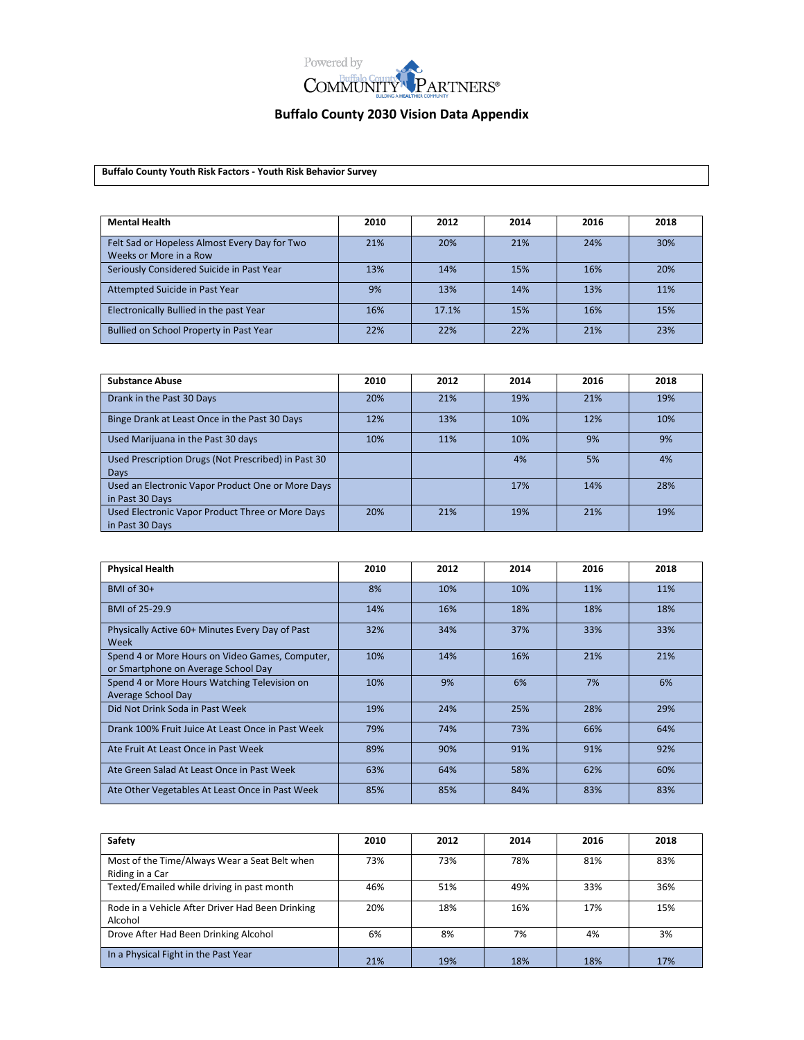Powered by Buffalo County Community Partners — Building a Healthier Community

# Buffalo County 2030 Vision Data Appendix

**Buffalo County Youth Risk Factors - Youth Risk Behavior Survey**

| Mental Health | 2010 | 2012 | 2014 | 2016 | 2018 |
|---|---|---|---|---|---|
| Felt Sad or Hopeless Almost Every Day for Two Weeks or More in a Row | 21% | 20% | 21% | 24% | 30% |
| Seriously Considered Suicide in Past Year | 13% | 14% | 15% | 16% | 20% |
| Attempted Suicide in Past Year | 9% | 13% | 14% | 13% | 11% |
| Electronically Bullied in the past Year | 16% | 17.1% | 15% | 16% | 15% |
| Bullied on School Property in Past Year | 22% | 22% | 22% | 21% | 23% |

| Substance Abuse | 2010 | 2012 | 2014 | 2016 | 2018 |
|---|---|---|---|---|---|
| Drank in the Past 30 Days | 20% | 21% | 19% | 21% | 19% |
| Binge Drank at Least Once in the Past 30 Days | 12% | 13% | 10% | 12% | 10% |
| Used Marijuana in the Past 30 days | 10% | 11% | 10% | 9% | 9% |
| Used Prescription Drugs (Not Prescribed) in Past 30 Days | | | 4% | 5% | 4% |
| Used an Electronic Vapor Product One or More Days in Past 30 Days | | | 17% | 14% | 28% |
| Used Electronic Vapor Product Three or More Days in Past 30 Days | 20% | 21% | 19% | 21% | 19% |

| Physical Health | 2010 | 2012 | 2014 | 2016 | 2018 |
|---|---|---|---|---|---|
| BMI of 30+ | 8% | 10% | 10% | 11% | 11% |
| BMI of 25-29.9 | 14% | 16% | 18% | 18% | 18% |
| Physically Active 60+ Minutes Every Day of Past Week | 32% | 34% | 37% | 33% | 33% |
| Spend 4 or More Hours on Video Games, Computer, or Smartphone on Average School Day | 10% | 14% | 16% | 21% | 21% |
| Spend 4 or More Hours Watching Television on Average School Day | 10% | 9% | 6% | 7% | 6% |
| Did Not Drink Soda in Past Week | 19% | 24% | 25% | 28% | 29% |
| Drank 100% Fruit Juice At Least Once in Past Week | 79% | 74% | 73% | 66% | 64% |
| Ate Fruit At Least Once in Past Week | 89% | 90% | 91% | 91% | 92% |
| Ate Green Salad At Least Once in Past Week | 63% | 64% | 58% | 62% | 60% |
| Ate Other Vegetables At Least Once in Past Week | 85% | 85% | 84% | 83% | 83% |

| Safety | 2010 | 2012 | 2014 | 2016 | 2018 |
|---|---|---|---|---|---|
| Most of the Time/Always Wear a Seat Belt when Riding in a Car | 73% | 73% | 78% | 81% | 83% |
| Texted/Emailed while driving in past month | 46% | 51% | 49% | 33% | 36% |
| Rode in a Vehicle After Driver Had Been Drinking Alcohol | 20% | 18% | 16% | 17% | 15% |
| Drove After Had Been Drinking Alcohol | 6% | 8% | 7% | 4% | 3% |
| In a Physical Fight in the Past Year | 21% | 19% | 18% | 18% | 17% |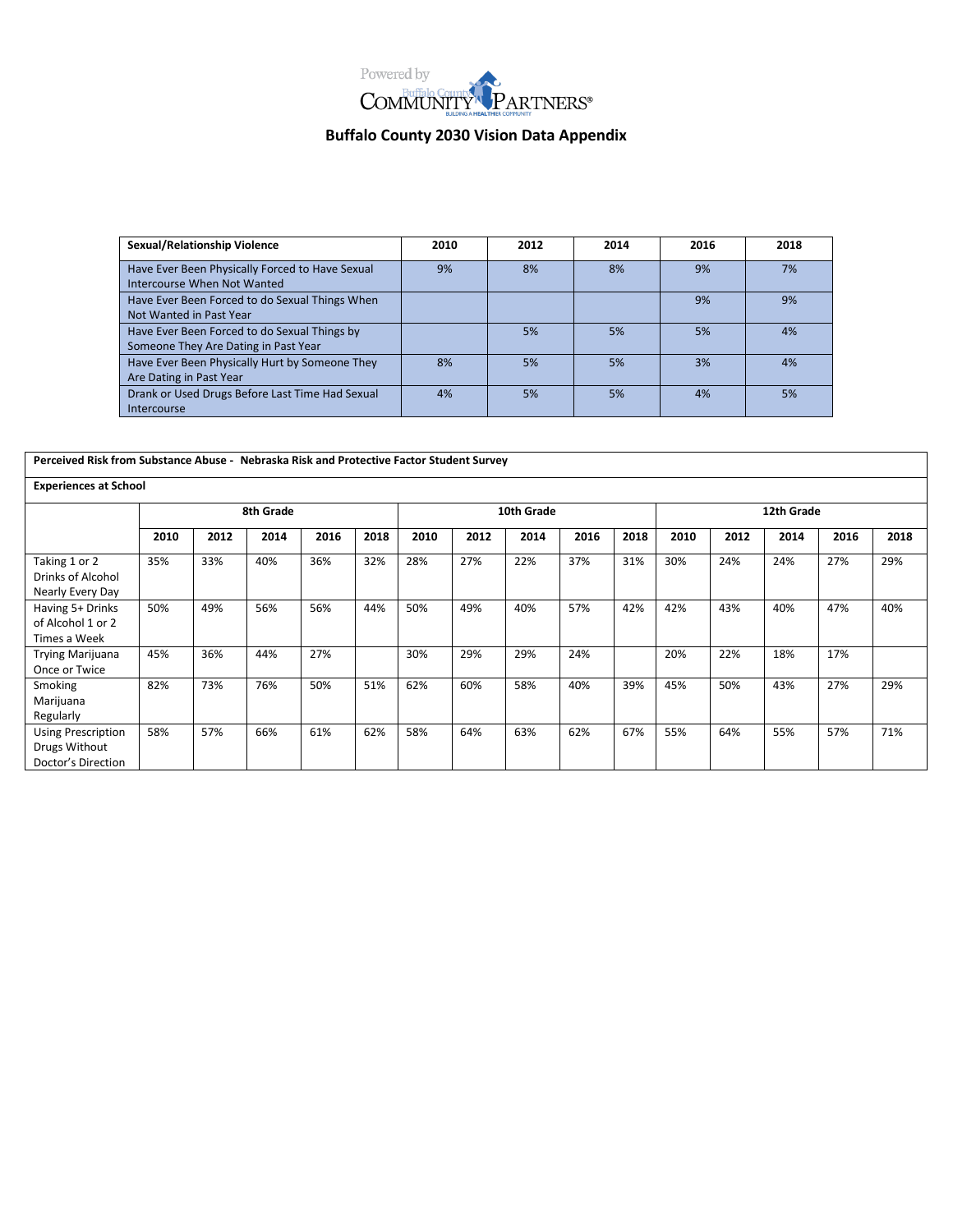Powered by Buffalo County Community Partners® — Building a Healthier Community

## Buffalo County 2030 Vision Data Appendix

| Sexual/Relationship Violence | 2010 | 2012 | 2014 | 2016 | 2018 |
|---|---|---|---|---|---|
| Have Ever Been Physically Forced to Have Sexual Intercourse When Not Wanted | 9% | 8% | 8% | 9% | 7% |
| Have Ever Been Forced to do Sexual Things When Not Wanted in Past Year | | | | 9% | 9% |
| Have Ever Been Forced to do Sexual Things by Someone They Are Dating in Past Year | | 5% | 5% | 5% | 4% |
| Have Ever Been Physically Hurt by Someone They Are Dating in Past Year | 8% | 5% | 5% | 3% | 4% |
| Drank or Used Drugs Before Last Time Had Sexual Intercourse | 4% | 5% | 5% | 4% | 5% |

**Perceived Risk from Substance Abuse - Nebraska Risk and Protective Factor Student Survey**

**Experiences at School**

| | 8th Grade | | | | | 10th Grade | | | | | 12th Grade | | | | |
|---|---|---|---|---|---|---|---|---|---|---|---|---|---|---|---|
| | 2010 | 2012 | 2014 | 2016 | 2018 | 2010 | 2012 | 2014 | 2016 | 2018 | 2010 | 2012 | 2014 | 2016 | 2018 |
| Taking 1 or 2 Drinks of Alcohol Nearly Every Day | 35% | 33% | 40% | 36% | 32% | 28% | 27% | 22% | 37% | 31% | 30% | 24% | 24% | 27% | 29% |
| Having 5+ Drinks of Alcohol 1 or 2 Times a Week | 50% | 49% | 56% | 56% | 44% | 50% | 49% | 40% | 57% | 42% | 42% | 43% | 40% | 47% | 40% |
| Trying Marijuana Once or Twice | 45% | 36% | 44% | 27% | | 30% | 29% | 29% | 24% | | 20% | 22% | 18% | 17% | |
| Smoking Marijuana Regularly | 82% | 73% | 76% | 50% | 51% | 62% | 60% | 58% | 40% | 39% | 45% | 50% | 43% | 27% | 29% |
| Using Prescription Drugs Without Doctor's Direction | 58% | 57% | 66% | 61% | 62% | 58% | 64% | 63% | 62% | 67% | 55% | 64% | 55% | 57% | 71% |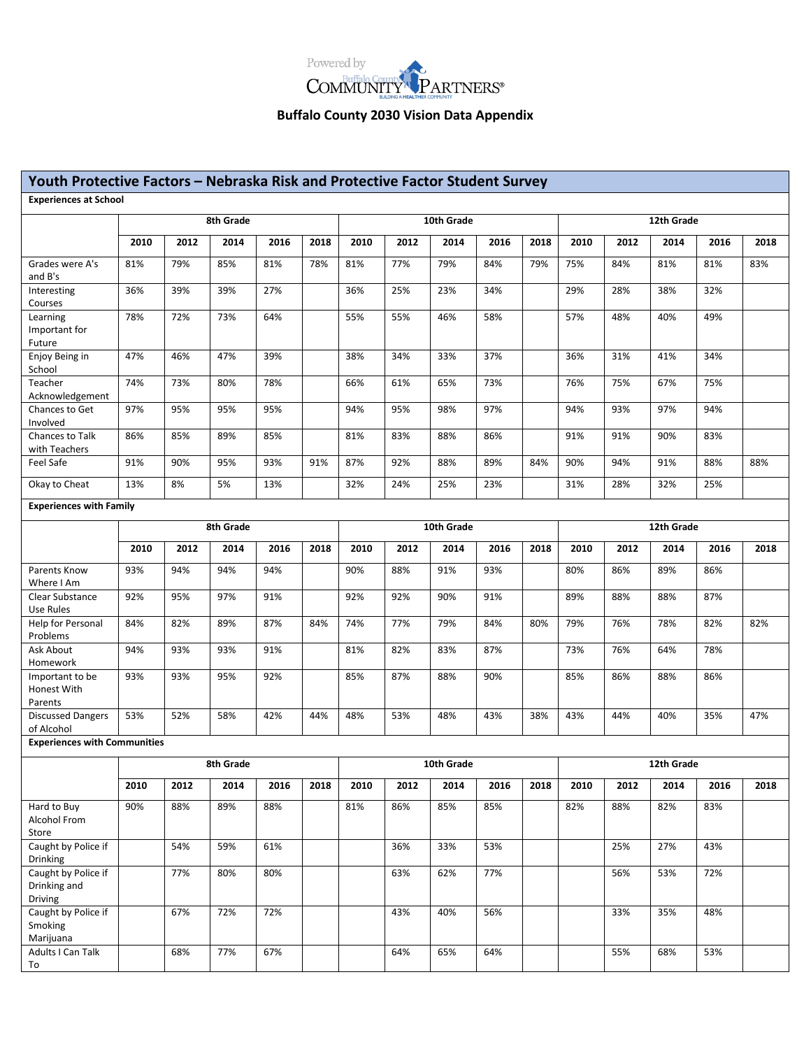Powered by Buffalo County Community Partners

## Buffalo County 2030 Vision Data Appendix

## Youth Protective Factors – Nebraska Risk and Protective Factor Student Survey

**Experiences at School**

| | 8th Grade | | | | | 10th Grade | | | | | 12th Grade | | | | |
|---|---|---|---|---|---|---|---|---|---|---|---|---|---|---|---|
| | 2010 | 2012 | 2014 | 2016 | 2018 | 2010 | 2012 | 2014 | 2016 | 2018 | 2010 | 2012 | 2014 | 2016 | 2018 |
| Grades were A's and B's | 81% | 79% | 85% | 81% | 78% | 81% | 77% | 79% | 84% | 79% | 75% | 84% | 81% | 81% | 83% |
| Interesting Courses | 36% | 39% | 39% | 27% | | 36% | 25% | 23% | 34% | | 29% | 28% | 38% | 32% | |
| Learning Important for Future | 78% | 72% | 73% | 64% | | 55% | 55% | 46% | 58% | | 57% | 48% | 40% | 49% | |
| Enjoy Being in School | 47% | 46% | 47% | 39% | | 38% | 34% | 33% | 37% | | 36% | 31% | 41% | 34% | |
| Teacher Acknowledgement | 74% | 73% | 80% | 78% | | 66% | 61% | 65% | 73% | | 76% | 75% | 67% | 75% | |
| Chances to Get Involved | 97% | 95% | 95% | 95% | | 94% | 95% | 98% | 97% | | 94% | 93% | 97% | 94% | |
| Chances to Talk with Teachers | 86% | 85% | 89% | 85% | | 81% | 83% | 88% | 86% | | 91% | 91% | 90% | 83% | |
| Feel Safe | 91% | 90% | 95% | 93% | 91% | 87% | 92% | 88% | 89% | 84% | 90% | 94% | 91% | 88% | 88% |
| Okay to Cheat | 13% | 8% | 5% | 13% | | 32% | 24% | 25% | 23% | | 31% | 28% | 32% | 25% | |

**Experiences with Family**

| | 8th Grade | | | | | 10th Grade | | | | | 12th Grade | | | | |
|---|---|---|---|---|---|---|---|---|---|---|---|---|---|---|---|
| | 2010 | 2012 | 2014 | 2016 | 2018 | 2010 | 2012 | 2014 | 2016 | 2018 | 2010 | 2012 | 2014 | 2016 | 2018 |
| Parents Know Where I Am | 93% | 94% | 94% | 94% | | 90% | 88% | 91% | 93% | | 80% | 86% | 89% | 86% | |
| Clear Substance Use Rules | 92% | 95% | 97% | 91% | | 92% | 92% | 90% | 91% | | 89% | 88% | 88% | 87% | |
| Help for Personal Problems | 84% | 82% | 89% | 87% | 84% | 74% | 77% | 79% | 84% | 80% | 79% | 76% | 78% | 82% | 82% |
| Ask About Homework | 94% | 93% | 93% | 91% | | 81% | 82% | 83% | 87% | | 73% | 76% | 64% | 78% | |
| Important to be Honest With Parents | 93% | 93% | 95% | 92% | | 85% | 87% | 88% | 90% | | 85% | 86% | 88% | 86% | |
| Discussed Dangers of Alcohol | 53% | 52% | 58% | 42% | 44% | 48% | 53% | 48% | 43% | 38% | 43% | 44% | 40% | 35% | 47% |

**Experiences with Communities**

| | 8th Grade | | | | | 10th Grade | | | | | 12th Grade | | | | |
|---|---|---|---|---|---|---|---|---|---|---|---|---|---|---|---|
| | 2010 | 2012 | 2014 | 2016 | 2018 | 2010 | 2012 | 2014 | 2016 | 2018 | 2010 | 2012 | 2014 | 2016 | 2018 |
| Hard to Buy Alcohol From Store | 90% | 88% | 89% | 88% | | 81% | 86% | 85% | 85% | | 82% | 88% | 82% | 83% | |
| Caught by Police if Drinking | | 54% | 59% | 61% | | | 36% | 33% | 53% | | | 25% | 27% | 43% | |
| Caught by Police if Drinking and Driving | | 77% | 80% | 80% | | | 63% | 62% | 77% | | | 56% | 53% | 72% | |
| Caught by Police if Smoking Marijuana | | 67% | 72% | 72% | | | 43% | 40% | 56% | | | 33% | 35% | 48% | |
| Adults I Can Talk To | | 68% | 77% | 67% | | | 64% | 65% | 64% | | | 55% | 68% | 53% | |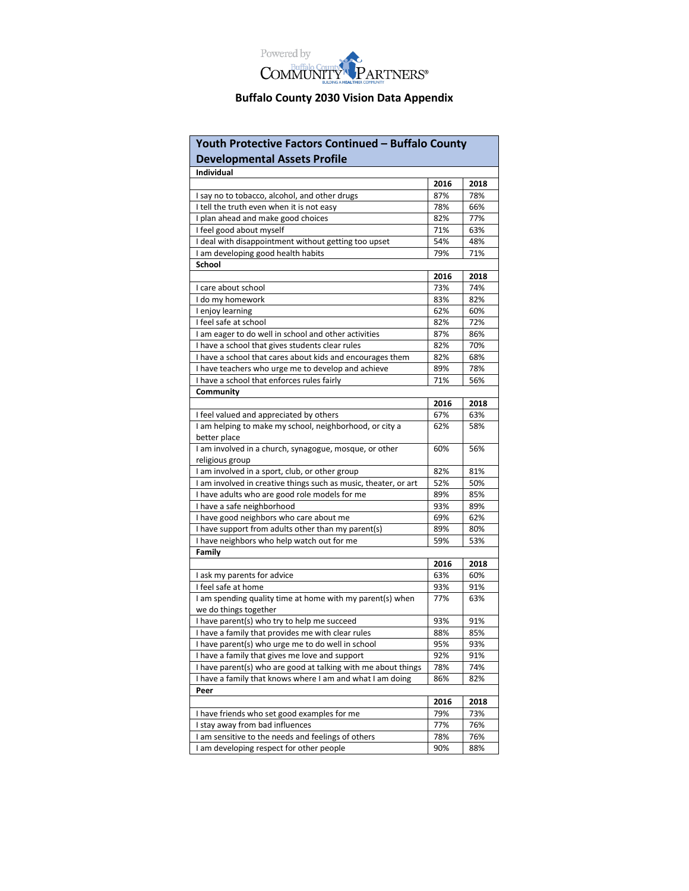Powered by Buffalo County COMMUNITY PARTNERS® BUILDING A HEALTHIER COMMUNITY

# Buffalo County 2030 Vision Data Appendix

| Youth Protective Factors Continued – Buffalo County Developmental Assets Profile | | |
|---|---|---|
| **Individual** | | |
| | **2016** | **2018** |
| I say no to tobacco, alcohol, and other drugs | 87% | 78% |
| I tell the truth even when it is not easy | 78% | 66% |
| I plan ahead and make good choices | 82% | 77% |
| I feel good about myself | 71% | 63% |
| I deal with disappointment without getting too upset | 54% | 48% |
| I am developing good health habits | 79% | 71% |
| **School** | | |
| | **2016** | **2018** |
| I care about school | 73% | 74% |
| I do my homework | 83% | 82% |
| I enjoy learning | 62% | 60% |
| I feel safe at school | 82% | 72% |
| I am eager to do well in school and other activities | 87% | 86% |
| I have a school that gives students clear rules | 82% | 70% |
| I have a school that cares about kids and encourages them | 82% | 68% |
| I have teachers who urge me to develop and achieve | 89% | 78% |
| I have a school that enforces rules fairly | 71% | 56% |
| **Community** | | |
| | **2016** | **2018** |
| I feel valued and appreciated by others | 67% | 63% |
| I am helping to make my school, neighborhood, or city a better place | 62% | 58% |
| I am involved in a church, synagogue, mosque, or other religious group | 60% | 56% |
| I am involved in a sport, club, or other group | 82% | 81% |
| I am involved in creative things such as music, theater, or art | 52% | 50% |
| I have adults who are good role models for me | 89% | 85% |
| I have a safe neighborhood | 93% | 89% |
| I have good neighbors who care about me | 69% | 62% |
| I have support from adults other than my parent(s) | 89% | 80% |
| I have neighbors who help watch out for me | 59% | 53% |
| **Family** | | |
| | **2016** | **2018** |
| I ask my parents for advice | 63% | 60% |
| I feel safe at home | 93% | 91% |
| I am spending quality time at home with my parent(s) when we do things together | 77% | 63% |
| I have parent(s) who try to help me succeed | 93% | 91% |
| I have a family that provides me with clear rules | 88% | 85% |
| I have parent(s) who urge me to do well in school | 95% | 93% |
| I have a family that gives me love and support | 92% | 91% |
| I have parent(s) who are good at talking with me about things | 78% | 74% |
| I have a family that knows where I am and what I am doing | 86% | 82% |
| **Peer** | | |
| | **2016** | **2018** |
| I have friends who set good examples for me | 79% | 73% |
| I stay away from bad influences | 77% | 76% |
| I am sensitive to the needs and feelings of others | 78% | 76% |
| I am developing respect for other people | 90% | 88% |